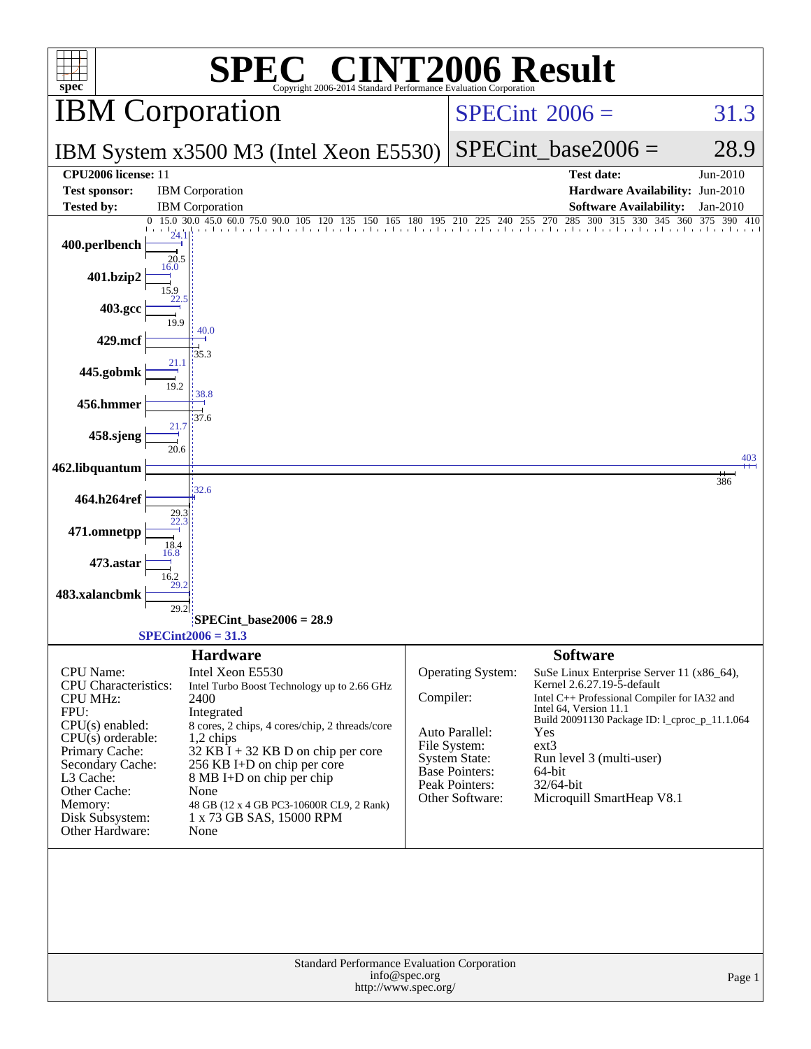# SPEC® CINT2006 Result

Copyright 2006-2014 Standard Performance Evaluation Corporation

## IBM Corporation

**IBM System x3500 M3 (Intel Xeon E5530)**

SPECint 2006 = 31.3

SPECint_base2006 = 28.9

| | | | |
|---|---|---|---|
| **CPU2006 license:** 11 | | **Test date:** | Jun-2010 |
| **Test sponsor:** | IBM Corporation | **Hardware Availability:** | Jun-2010 |
| **Tested by:** | IBM Corporation | **Software Availability:** | Jan-2010 |

| Benchmark | Peak | Base |
|---|---|---|
| 400.perlbench | 24.1 | 20.5 |
| 401.bzip2 | 16.0 | 15.9 |
| 403.gcc | 22.5 | 19.9 |
| 429.mcf | 40.0 | 35.3 |
| 445.gobmk | 21.1 | 19.2 |
| 456.hmmer | 38.8 | 37.6 |
| 458.sjeng | 21.7 | 20.6 |
| 462.libquantum | 403 | 386 |
| 464.h264ref | 32.6 | 29.3 |
| 471.omnetpp | 22.3 | 18.4 |
| 473.astar | 16.8 | 16.2 |
| 483.xalancbmk | 29.2 | 29.2 |

SPECint_base2006 = 28.9

SPECint2006 = 31.3

### Hardware

| | |
|---|---|
| CPU Name: | Intel Xeon E5530 |
| CPU Characteristics: | Intel Turbo Boost Technology up to 2.66 GHz |
| CPU MHz: | 2400 |
| FPU: | Integrated |
| CPU(s) enabled: | 8 cores, 2 chips, 4 cores/chip, 2 threads/core |
| CPU(s) orderable: | 1,2 chips |
| Primary Cache: | 32 KB I + 32 KB D on chip per core |
| Secondary Cache: | 256 KB I+D on chip per core |
| L3 Cache: | 8 MB I+D on chip per chip |
| Other Cache: | None |
| Memory: | 48 GB (12 x 4 GB PC3-10600R CL9, 2 Rank) |
| Disk Subsystem: | 1 x 73 GB SAS, 15000 RPM |
| Other Hardware: | None |

### Software

| | |
|---|---|
| Operating System: | SuSe Linux Enterprise Server 11 (x86_64), Kernel 2.6.27.19-5-default |
| Compiler: | Intel C++ Professional Compiler for IA32 and Intel 64, Version 11.1 Build 20091130 Package ID: l_cproc_p_11.1.064 |
| Auto Parallel: | Yes |
| File System: | ext3 |
| System State: | Run level 3 (multi-user) |
| Base Pointers: | 64-bit |
| Peak Pointers: | 32/64-bit |
| Other Software: | Microquill SmartHeap V8.1 |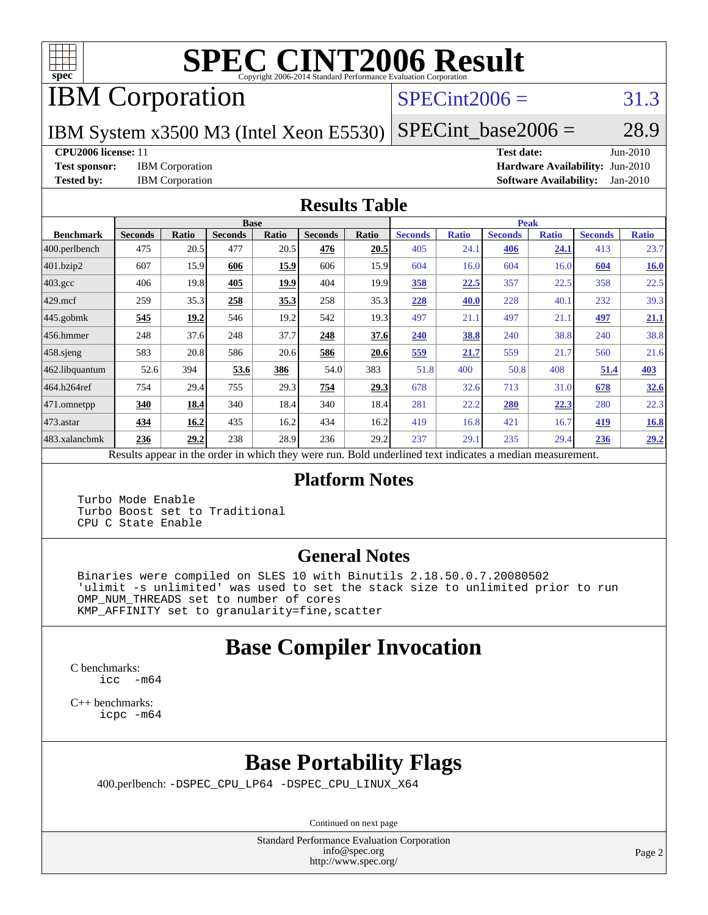# SPEC CINT2006 Result

Copyright 2006-2014 Standard Performance Evaluation Corporation

## IBM Corporation

IBM System x3500 M3 (Intel Xeon E5530)

SPECint2006 = 31.3

SPECint_base2006 = 28.9

**CPU2006 license:** 11
**Test sponsor:** IBM Corporation
**Tested by:** IBM Corporation

**Test date:** Jun-2010
**Hardware Availability:** Jun-2010
**Software Availability:** Jan-2010

## Results Table

| Benchmark | Base | | | | | | Peak | | | | | |
|---|---|---|---|---|---|---|---|---|---|---|---|---|
| | Seconds | Ratio | Seconds | Ratio | Seconds | Ratio | Seconds | Ratio | Seconds | Ratio | Seconds | Ratio |
| 400.perlbench | 475 | 20.5 | 477 | 20.5 | **476** | **20.5** | 405 | 24.1 | **406** | **24.1** | 413 | 23.7 |
| 401.bzip2 | 607 | 15.9 | **606** | **15.9** | 606 | 15.9 | 604 | 16.0 | 604 | 16.0 | **604** | **16.0** |
| 403.gcc | 406 | 19.8 | **405** | **19.9** | 404 | 19.9 | **358** | **22.5** | 357 | 22.5 | 358 | 22.5 |
| 429.mcf | 259 | 35.3 | **258** | **35.3** | 258 | 35.3 | **228** | **40.0** | 228 | 40.1 | 232 | 39.3 |
| 445.gobmk | **545** | **19.2** | 546 | 19.2 | 542 | 19.3 | 497 | 21.1 | 497 | 21.1 | **497** | **21.1** |
| 456.hmmer | 248 | 37.6 | 248 | 37.7 | **248** | **37.6** | **240** | **38.8** | 240 | 38.8 | 240 | 38.8 |
| 458.sjeng | 583 | 20.8 | 586 | 20.6 | **586** | **20.6** | **559** | **21.7** | 559 | 21.7 | 560 | 21.6 |
| 462.libquantum | 52.6 | 394 | **53.6** | **386** | 54.0 | 383 | 51.8 | 400 | 50.8 | 408 | **51.4** | **403** |
| 464.h264ref | 754 | 29.4 | 755 | 29.3 | **754** | **29.3** | 678 | 32.6 | 713 | 31.0 | **678** | **32.6** |
| 471.omnetpp | **340** | **18.4** | 340 | 18.4 | 340 | 18.4 | 281 | 22.2 | **280** | **22.3** | 280 | 22.3 |
| 473.astar | **434** | **16.2** | 435 | 16.2 | 434 | 16.2 | 419 | 16.8 | 421 | 16.7 | **419** | **16.8** |
| 483.xalancbmk | **236** | **29.2** | 238 | 28.9 | 236 | 29.2 | 237 | 29.1 | 235 | 29.4 | **236** | **29.2** |

Results appear in the order in which they were run. Bold underlined text indicates a median measurement.

## Platform Notes

```
Turbo Mode Enable
Turbo Boost set to Traditional
CPU C State Enable
```

## General Notes

```
Binaries were compiled on SLES 10 with Binutils 2.18.50.0.7.20080502
'ulimit -s unlimited' was used to set the stack size to unlimited prior to run
OMP_NUM_THREADS set to number of cores
KMP_AFFINITY set to granularity=fine,scatter
```

## Base Compiler Invocation

C benchmarks:
```
icc  -m64
```

C++ benchmarks:
```
icpc -m64
```

## Base Portability Flags

400.perlbench: `-DSPEC_CPU_LP64 -DSPEC_CPU_LINUX_X64`

Continued on next page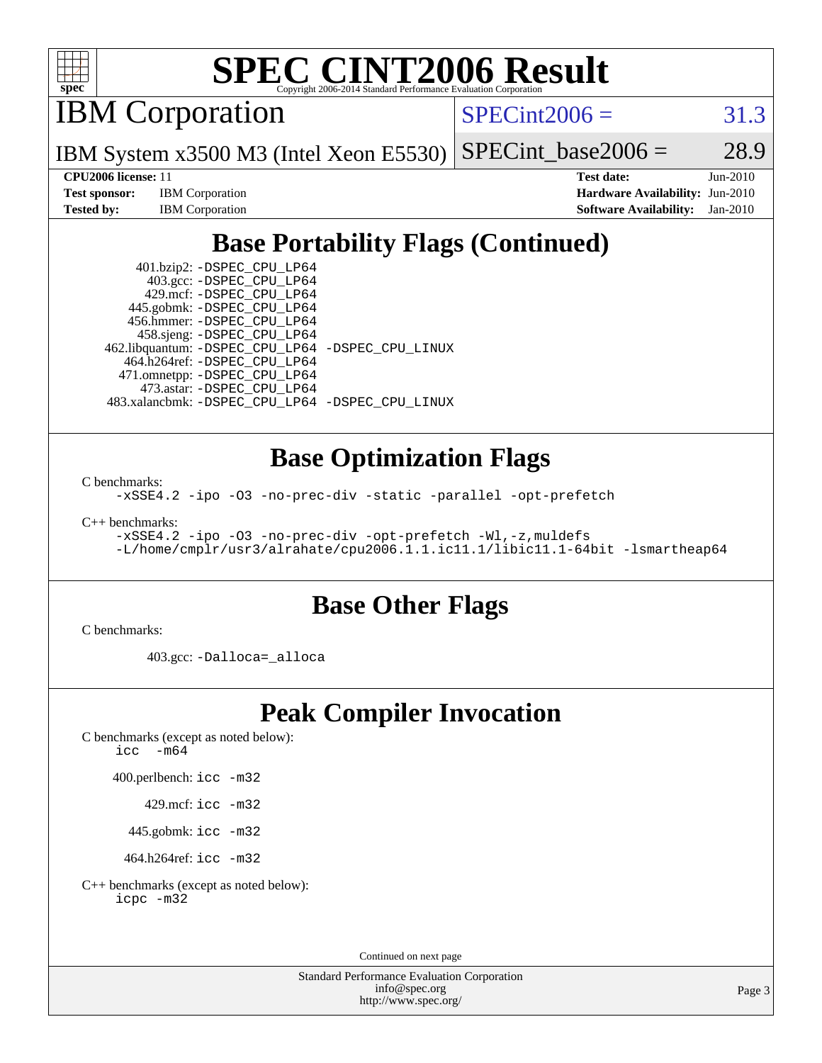# SPEC CINT2006 Result

IBM Corporation

IBM System x3500 M3 (Intel Xeon E5530)

SPECint2006 = 31.3

SPECint_base2006 = 28.9

**CPU2006 license:** 11
**Test sponsor:** IBM Corporation
**Tested by:** IBM Corporation

**Test date:** Jun-2010
**Hardware Availability:** Jun-2010
**Software Availability:** Jan-2010

## Base Portability Flags (Continued)

401.bzip2: -DSPEC_CPU_LP64
403.gcc: -DSPEC_CPU_LP64
429.mcf: -DSPEC_CPU_LP64
445.gobmk: -DSPEC_CPU_LP64
456.hmmer: -DSPEC_CPU_LP64
458.sjeng: -DSPEC_CPU_LP64
462.libquantum: -DSPEC_CPU_LP64 -DSPEC_CPU_LINUX
464.h264ref: -DSPEC_CPU_LP64
471.omnetpp: -DSPEC_CPU_LP64
473.astar: -DSPEC_CPU_LP64
483.xalancbmk: -DSPEC_CPU_LP64 -DSPEC_CPU_LINUX

## Base Optimization Flags

C benchmarks:

```
-xSSE4.2 -ipo -O3 -no-prec-div -static -parallel -opt-prefetch
```

C++ benchmarks:

```
-xSSE4.2 -ipo -O3 -no-prec-div -opt-prefetch -Wl,-z,muldefs
-L/home/cmplr/usr3/alrahate/cpu2006.1.1.ic11.1/libic11.1-64bit -lsmartheap64
```

## Base Other Flags

C benchmarks:

403.gcc: -Dalloca=_alloca

## Peak Compiler Invocation

C benchmarks (except as noted below):
icc -m64

400.perlbench: icc -m32

429.mcf: icc -m32

445.gobmk: icc -m32

464.h264ref: icc -m32

C++ benchmarks (except as noted below):
icpc -m32

Continued on next page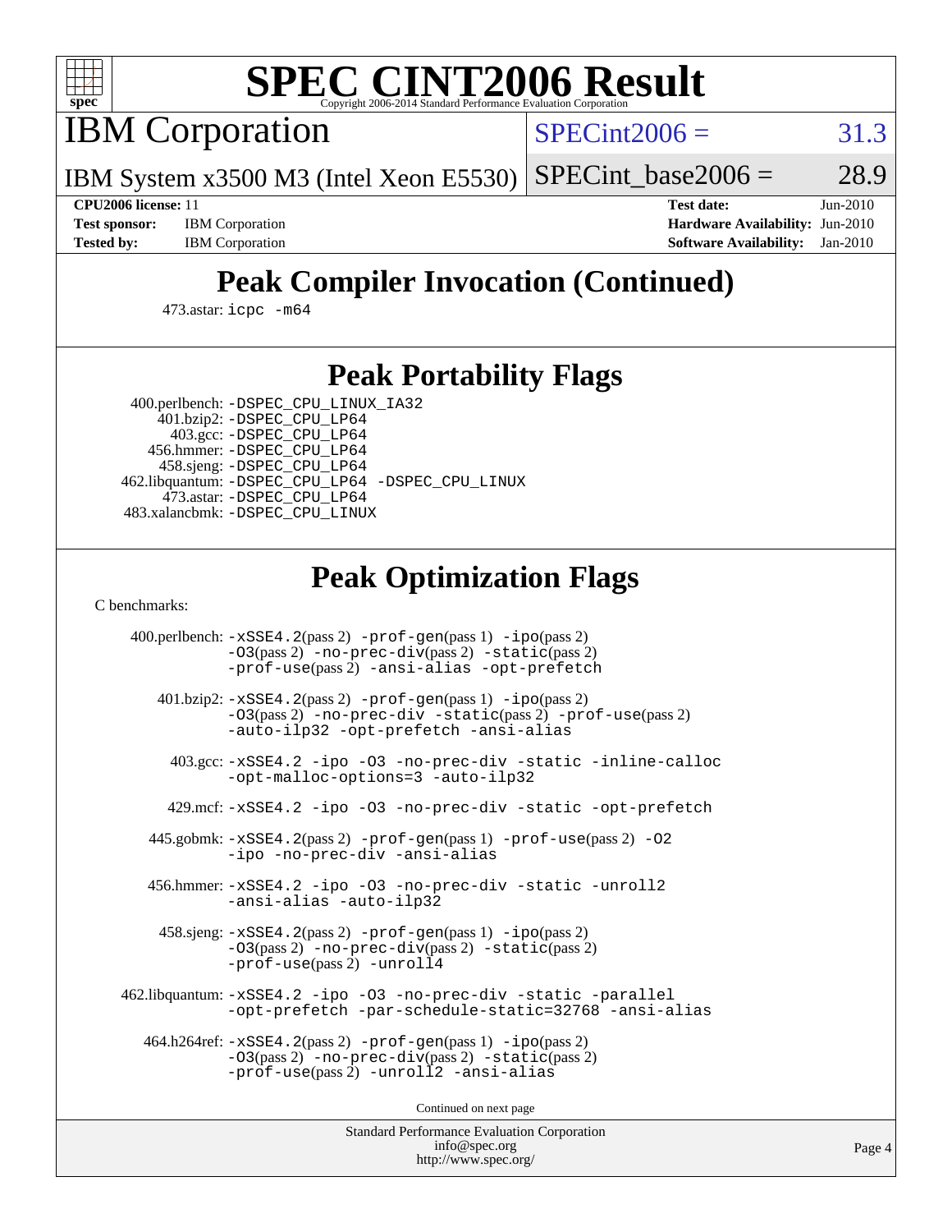# SPEC CINT2006 Result

## IBM Corporation

**SPECint2006 = 31.3**

IBM System x3500 M3 (Intel Xeon E5530)

**SPECint_base2006 = 28.9**

**CPU2006 license:** 11
**Test sponsor:** IBM Corporation
**Tested by:** IBM Corporation
**Test date:** Jun-2010
**Hardware Availability:** Jun-2010
**Software Availability:** Jan-2010

## Peak Compiler Invocation (Continued)

473.astar: `icpc -m64`

## Peak Portability Flags

400.perlbench: `-DSPEC_CPU_LINUX_IA32`
401.bzip2: `-DSPEC_CPU_LP64`
403.gcc: `-DSPEC_CPU_LP64`
456.hmmer: `-DSPEC_CPU_LP64`
458.sjeng: `-DSPEC_CPU_LP64`
462.libquantum: `-DSPEC_CPU_LP64 -DSPEC_CPU_LINUX`
473.astar: `-DSPEC_CPU_LP64`
483.xalancbmk: `-DSPEC_CPU_LINUX`

## Peak Optimization Flags

C benchmarks:

400.perlbench: `-xSSE4.2`(pass 2) `-prof-gen`(pass 1) `-ipo`(pass 2) `-O3`(pass 2) `-no-prec-div`(pass 2) `-static`(pass 2) `-prof-use`(pass 2) `-ansi-alias -opt-prefetch`

401.bzip2: `-xSSE4.2`(pass 2) `-prof-gen`(pass 1) `-ipo`(pass 2) `-O3`(pass 2) `-no-prec-div -static`(pass 2) `-prof-use`(pass 2) `-auto-ilp32 -opt-prefetch -ansi-alias`

403.gcc: `-xSSE4.2 -ipo -O3 -no-prec-div -static -inline-calloc -opt-malloc-options=3 -auto-ilp32`

429.mcf: `-xSSE4.2 -ipo -O3 -no-prec-div -static -opt-prefetch`

445.gobmk: `-xSSE4.2`(pass 2) `-prof-gen`(pass 1) `-prof-use`(pass 2) `-O2 -ipo -no-prec-div -ansi-alias`

456.hmmer: `-xSSE4.2 -ipo -O3 -no-prec-div -static -unroll2 -ansi-alias -auto-ilp32`

458.sjeng: `-xSSE4.2`(pass 2) `-prof-gen`(pass 1) `-ipo`(pass 2) `-O3`(pass 2) `-no-prec-div`(pass 2) `-static`(pass 2) `-prof-use`(pass 2) `-unroll4`

462.libquantum: `-xSSE4.2 -ipo -O3 -no-prec-div -static -parallel -opt-prefetch -par-schedule-static=32768 -ansi-alias`

464.h264ref: `-xSSE4.2`(pass 2) `-prof-gen`(pass 1) `-ipo`(pass 2) `-O3`(pass 2) `-no-prec-div`(pass 2) `-static`(pass 2) `-prof-use`(pass 2) `-unroll2 -ansi-alias`

Continued on next page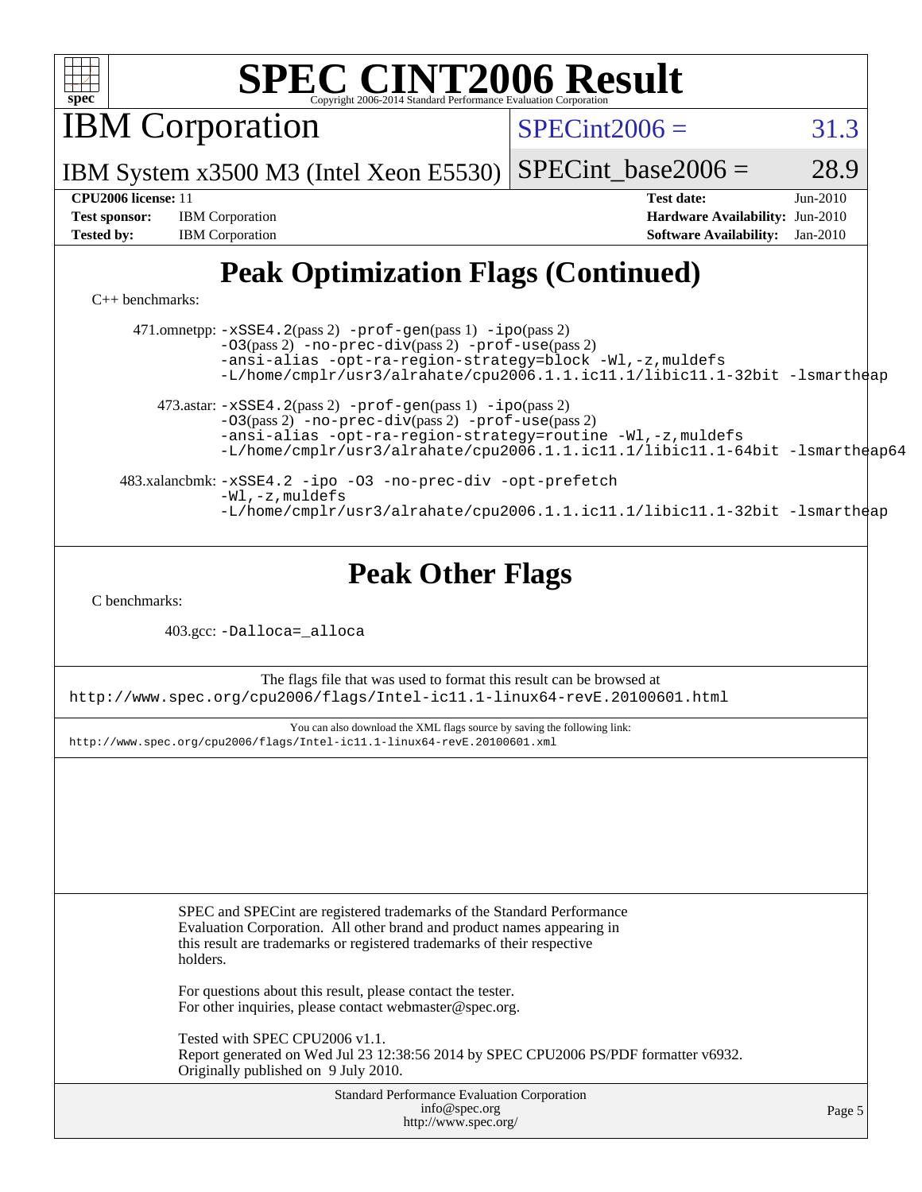## Peak Optimization Flags (Continued)

C++ benchmarks:

471.omnetpp: -xSSE4.2(pass 2) -prof-gen(pass 1) -ipo(pass 2) -O3(pass 2) -no-prec-div(pass 2) -prof-use(pass 2) -ansi-alias -opt-ra-region-strategy=block -Wl,-z,muldefs -L/home/cmplr/usr3/alrahate/cpu2006.1.1.ic11.1/libic11.1-32bit -lsmartheap

473.astar: -xSSE4.2(pass 2) -prof-gen(pass 1) -ipo(pass 2) -O3(pass 2) -no-prec-div(pass 2) -prof-use(pass 2) -ansi-alias -opt-ra-region-strategy=routine -Wl,-z,muldefs -L/home/cmplr/usr3/alrahate/cpu2006.1.1.ic11.1/libic11.1-64bit -lsmartheap64

483.xalancbmk: -xSSE4.2 -ipo -O3 -no-prec-div -opt-prefetch -Wl,-z,muldefs -L/home/cmplr/usr3/alrahate/cpu2006.1.1.ic11.1/libic11.1-32bit -lsmartheap

## Peak Other Flags

C benchmarks:

403.gcc: -Dalloca=_alloca

The flags file that was used to format this result can be browsed at
http://www.spec.org/cpu2006/flags/Intel-ic11.1-linux64-revE.20100601.html

You can also download the XML flags source by saving the following link:
http://www.spec.org/cpu2006/flags/Intel-ic11.1-linux64-revE.20100601.xml

SPEC and SPECint are registered trademarks of the Standard Performance Evaluation Corporation. All other brand and product names appearing in this result are trademarks or registered trademarks of their respective holders.

For questions about this result, please contact the tester.
For other inquiries, please contact webmaster@spec.org.

Tested with SPEC CPU2006 v1.1.
Report generated on Wed Jul 23 12:38:56 2014 by SPEC CPU2006 PS/PDF formatter v6932.
Originally published on 9 July 2010.